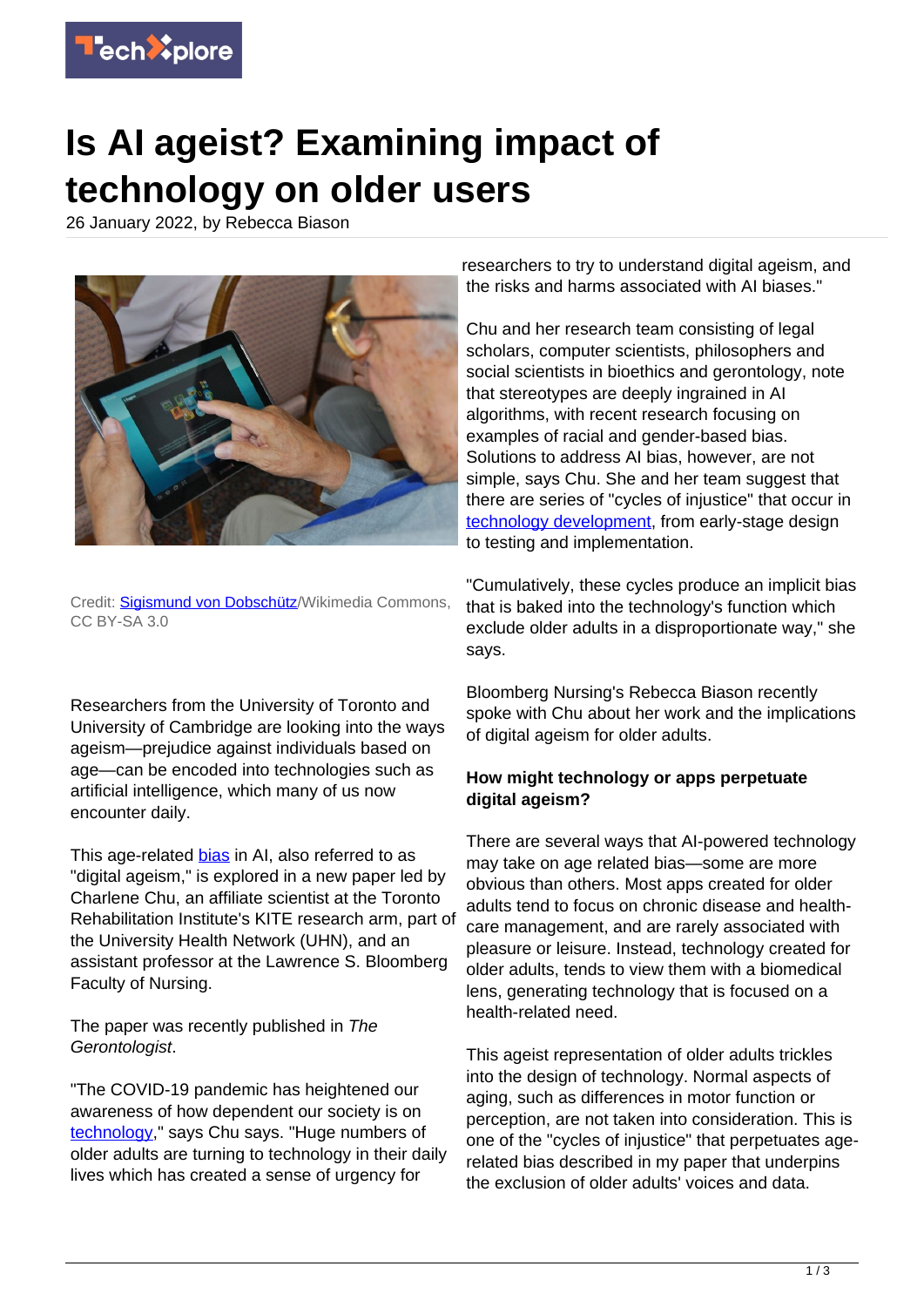# Is AI ageist? Examining impact of technology on older users

26 January 2022, by Rebecca Biason

Credit: Sigismund von Dobschütz/Wikimedia Commons, CC BY-SA 3.0

Researchers from the University of Toronto and University of Cambridge are looking into the ways ageism—prejudice against individuals based on age—can be encoded into technologies such as artificial intelligence, which many of us now encounter daily.

This age-related bias in AI, also referred to as "digital ageism," is explored in a new paper led by Charlene Chu, an affiliate scientist at the Toronto Rehabilitation Institute's KITE research arm, part of the University Health Network (UHN), and an assistant professor at the Lawrence S. Bloomberg Faculty of Nursing.

The paper was recently published in *The Gerontologist*.

"The COVID-19 pandemic has heightened our awareness of how dependent our society is on technology," says Chu says. "Huge numbers of older adults are turning to technology in their daily lives which has created a sense of urgency for researchers to try to understand digital ageism, and the risks and harms associated with AI biases."

Chu and her research team consisting of legal scholars, computer scientists, philosophers and social scientists in bioethics and gerontology, note that stereotypes are deeply ingrained in AI algorithms, with recent research focusing on examples of racial and gender-based bias. Solutions to address AI bias, however, are not simple, says Chu. She and her team suggest that there are series of "cycles of injustice" that occur in technology development, from early-stage design to testing and implementation.

"Cumulatively, these cycles produce an implicit bias that is baked into the technology's function which exclude older adults in a disproportionate way," she says.

Bloomberg Nursing's Rebecca Biason recently spoke with Chu about her work and the implications of digital ageism for older adults.

**How might technology or apps perpetuate digital ageism?**

There are several ways that AI-powered technology may take on age related bias—some are more obvious than others. Most apps created for older adults tend to focus on chronic disease and health-care management, and are rarely associated with pleasure or leisure. Instead, technology created for older adults, tends to view them with a biomedical lens, generating technology that is focused on a health-related need.

This ageist representation of older adults trickles into the design of technology. Normal aspects of aging, such as differences in motor function or perception, are not taken into consideration. This is one of the "cycles of injustice" that perpetuates age-related bias described in my paper that underpins the exclusion of older adults' voices and data.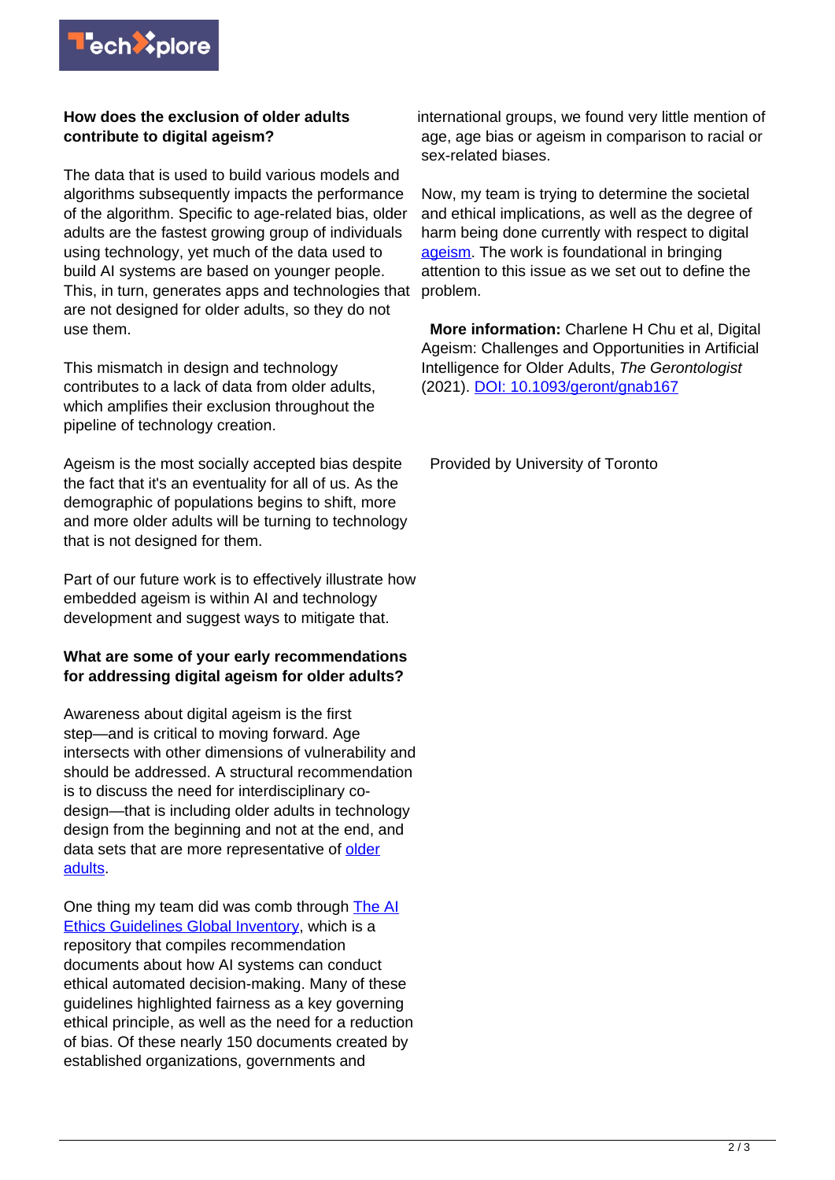**How does the exclusion of older adults contribute to digital ageism?**

The data that is used to build various models and algorithms subsequently impacts the performance of the algorithm. Specific to age-related bias, older adults are the fastest growing group of individuals using technology, yet much of the data used to build AI systems are based on younger people. This, in turn, generates apps and technologies that are not designed for older adults, so they do not use them.

This mismatch in design and technology contributes to a lack of data from older adults, which amplifies their exclusion throughout the pipeline of technology creation.

Ageism is the most socially accepted bias despite the fact that it's an eventuality for all of us. As the demographic of populations begins to shift, more and more older adults will be turning to technology that is not designed for them.

Part of our future work is to effectively illustrate how embedded ageism is within AI and technology development and suggest ways to mitigate that.

**What are some of your early recommendations for addressing digital ageism for older adults?**

Awareness about digital ageism is the first step—and is critical to moving forward. Age intersects with other dimensions of vulnerability and should be addressed. A structural recommendation is to discuss the need for interdisciplinary co-design—that is including older adults in technology design from the beginning and not at the end, and data sets that are more representative of older adults.

One thing my team did was comb through The AI Ethics Guidelines Global Inventory, which is a repository that compiles recommendation documents about how AI systems can conduct ethical automated decision-making. Many of these guidelines highlighted fairness as a key governing ethical principle, as well as the need for a reduction of bias. Of these nearly 150 documents created by established organizations, governments and international groups, we found very little mention of age, age bias or ageism in comparison to racial or sex-related biases.

Now, my team is trying to determine the societal and ethical implications, as well as the degree of harm being done currently with respect to digital ageism. The work is foundational in bringing attention to this issue as we set out to define the problem.

**More information:** Charlene H Chu et al, Digital Ageism: Challenges and Opportunities in Artificial Intelligence for Older Adults, *The Gerontologist* (2021). DOI: 10.1093/geront/gnab167

Provided by University of Toronto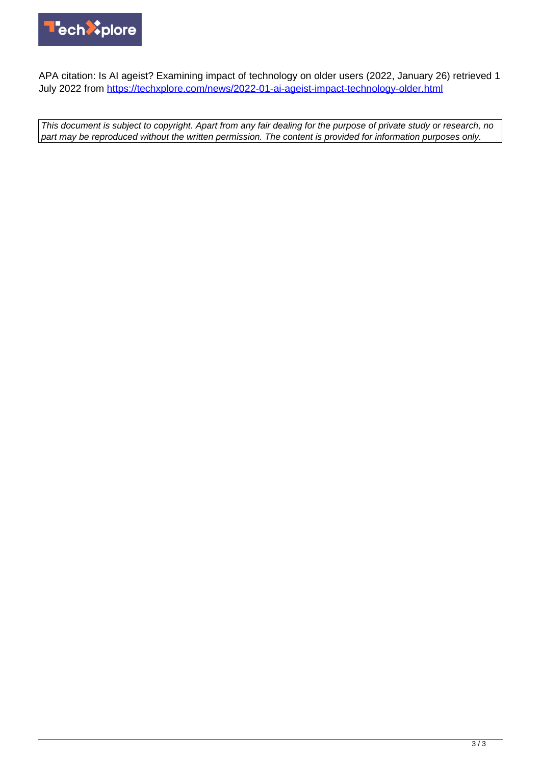APA citation: Is AI ageist? Examining impact of technology on older users (2022, January 26) retrieved 1 July 2022 from https://techxplore.com/news/2022-01-ai-ageist-impact-technology-older.html

*This document is subject to copyright. Apart from any fair dealing for the purpose of private study or research, no part may be reproduced without the written permission. The content is provided for information purposes only.*